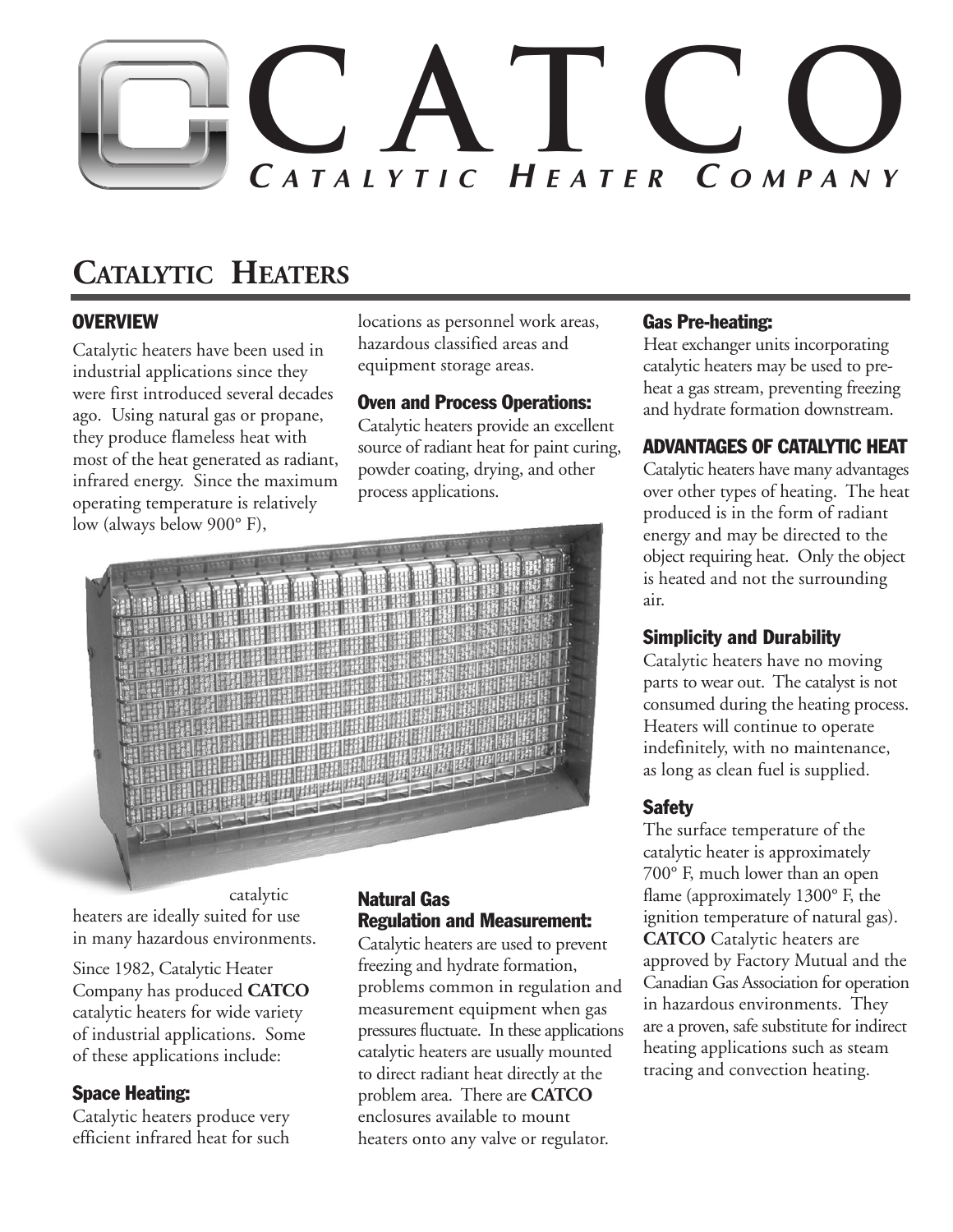# CATCO

*Catalytic Heater Company*

## Catalytic Heaters

### OVERVIEW

Catalytic heaters have been used in industrial applications since they were first introduced several decades ago. Using natural gas or propane, they produce flameless heat with most of the heat generated as radiant, infrared energy. Since the maximum operating temperature is relatively low (always below 900° F), catalytic heaters are ideally suited for use in many hazardous environments.

Since 1982, Catalytic Heater Company has produced **CATCO** catalytic heaters for wide variety of industrial applications. Some of these applications include:

#### Space Heating:

Catalytic heaters produce very efficient infrared heat for such locations as personnel work areas, hazardous classified areas and equipment storage areas.

#### Oven and Process Operations:

Catalytic heaters provide an excellent source of radiant heat for paint curing, powder coating, drying, and other process applications.

#### Natural Gas Regulation and Measurement:

Catalytic heaters are used to prevent freezing and hydrate formation, problems common in regulation and measurement equipment when gas pressures fluctuate. In these applications catalytic heaters are usually mounted to direct radiant heat directly at the problem area. There are **CATCO** enclosures available to mount heaters onto any valve or regulator.

#### Gas Pre-heating:

Heat exchanger units incorporating catalytic heaters may be used to pre-heat a gas stream, preventing freezing and hydrate formation downstream.

### ADVANTAGES OF CATALYTIC HEAT

Catalytic heaters have many advantages over other types of heating. The heat produced is in the form of radiant energy and may be directed to the object requiring heat. Only the object is heated and not the surrounding air.

#### Simplicity and Durability

Catalytic heaters have no moving parts to wear out. The catalyst is not consumed during the heating process. Heaters will continue to operate indefinitely, with no maintenance, as long as clean fuel is supplied.

#### Safety

The surface temperature of the catalytic heater is approximately 700° F, much lower than an open flame (approximately 1300° F, the ignition temperature of natural gas). **CATCO** Catalytic heaters are approved by Factory Mutual and the Canadian Gas Association for operation in hazardous environments. They are a proven, safe substitute for indirect heating applications such as steam tracing and convection heating.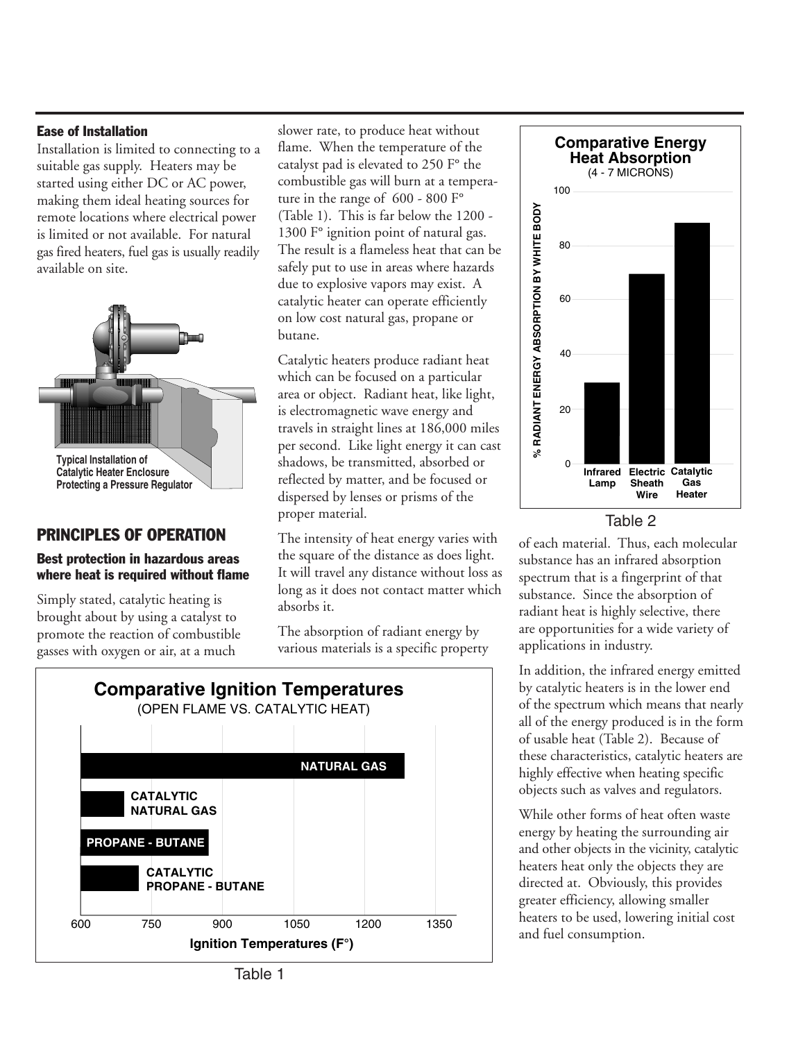### Ease of Installation

Installation is limited to connecting to a suitable gas supply. Heaters may be started using either DC or AC power, making them ideal heating sources for remote locations where electrical power is limited or not available. For natural gas fired heaters, fuel gas is usually readily available on site.

Typical Installation of Catalytic Heater Enclosure Protecting a Pressure Regulator

## PRINCIPLES OF OPERATION

### Best protection in hazardous areas where heat is required without flame

Simply stated, catalytic heating is brought about by using a catalyst to promote the reaction of combustible gasses with oxygen or air, at a much slower rate, to produce heat without flame. When the temperature of the catalyst pad is elevated to 250 F° the combustible gas will burn at a temperature in the range of 600 - 800 F° (Table 1). This is far below the 1200 - 1300 F° ignition point of natural gas. The result is a flameless heat that can be safely put to use in areas where hazards due to explosive vapors may exist. A catalytic heater can operate efficiently on low cost natural gas, propane or butane.

Catalytic heaters produce radiant heat which can be focused on a particular area or object. Radiant heat, like light, is electromagnetic wave energy and travels in straight lines at 186,000 miles per second. Like light energy it can cast shadows, be transmitted, absorbed or reflected by matter, and be focused or dispersed by lenses or prisms of the proper material.

The intensity of heat energy varies with the square of the distance as does light. It will travel any distance without loss as long as it does not contact matter which absorbs it.

The absorption of radiant energy by various materials is a specific property of each material. Thus, each molecular substance has an infrared absorption spectrum that is a fingerprint of that substance. Since the absorption of radiant heat is highly selective, there are opportunities for a wide variety of applications in industry.

In addition, the infrared energy emitted by catalytic heaters is in the lower end of the spectrum which means that nearly all of the energy produced is in the form of usable heat (Table 2). Because of these characteristics, catalytic heaters are highly effective when heating specific objects such as valves and regulators.

While other forms of heat often waste energy by heating the surrounding air and other objects in the vicinity, catalytic heaters heat only the objects they are directed at. Obviously, this provides greater efficiency, allowing smaller heaters to be used, lowering initial cost and fuel consumption.

**Comparative Energy Heat Absorption**
(4 - 7 MICRONS)

% RADIANT ENERGY ABSORPTION BY WHITE BODY

0
20
40
60
80
100

Infrared Lamp
Electric Sheath Wire
Catalytic Gas Heater

Table 2

**Comparative Ignition Temperatures**
(OPEN FLAME VS. CATALYTIC HEAT)

NATURAL GAS
CATALYTIC NATURAL GAS
PROPANE - BUTANE
CATALYTIC PROPANE - BUTANE

600
750
900
1050
1200
1350

Ignition Temperatures (F°)

Table 1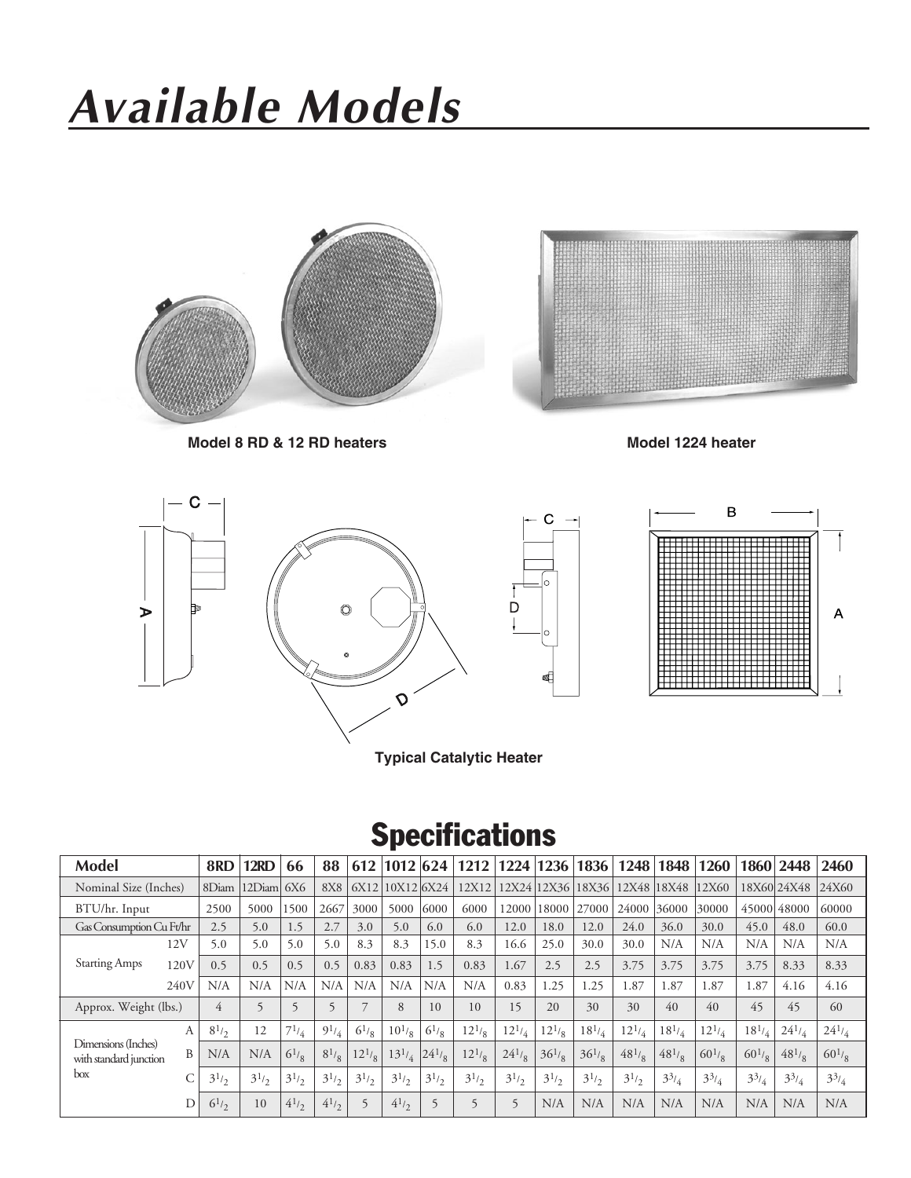# Available Models

**Model 8 RD & 12 RD heaters**

**Model 1224 heater**

C

A

D

C

D

B

A

**Typical Catalytic Heater**

## Specifications

| Model | | 8RD | 12RD | 66 | 88 | 612 | 1012 | 624 | 1212 | 1224 | 1236 | 1836 | 1248 | 1848 | 1260 | 1860 | 2448 | 2460 |
|---|---|---|---|---|---|---|---|---|---|---|---|---|---|---|---|---|---|---|
| Nominal Size (Inches) | | 8Diam | 12Diam | 6X6 | 8X8 | 6X12 | 10X12 | 6X24 | 12X12 | 12X24 | 12X36 | 18X36 | 12X48 | 18X48 | 12X60 | 18X60 | 24X48 | 24X60 |
| BTU/hr. Input | | 2500 | 5000 | 1500 | 2667 | 3000 | 5000 | 6000 | 6000 | 12000 | 18000 | 27000 | 24000 | 36000 | 30000 | 45000 | 48000 | 60000 |
| Gas Consumption Cu Ft/hr | | 2.5 | 5.0 | 1.5 | 2.7 | 3.0 | 5.0 | 6.0 | 6.0 | 12.0 | 18.0 | 12.0 | 24.0 | 36.0 | 30.0 | 45.0 | 48.0 | 60.0 |
| Starting Amps | 12V | 5.0 | 5.0 | 5.0 | 5.0 | 8.3 | 8.3 | 15.0 | 8.3 | 16.6 | 25.0 | 30.0 | 30.0 | N/A | N/A | N/A | N/A | N/A |
| | 120V | 0.5 | 0.5 | 0.5 | 0.5 | 0.83 | 0.83 | 1.5 | 0.83 | 1.67 | 2.5 | 2.5 | 3.75 | 3.75 | 3.75 | 3.75 | 8.33 | 8.33 |
| | 240V | N/A | N/A | N/A | N/A | N/A | N/A | N/A | N/A | 0.83 | 1.25 | 1.25 | 1.87 | 1.87 | 1.87 | 1.87 | 4.16 | 4.16 |
| Approx. Weight (lbs.) | | 4 | 5 | 5 | 5 | 7 | 8 | 10 | 10 | 15 | 20 | 30 | 30 | 40 | 40 | 45 | 45 | 60 |
| Dimensions (Inches) with standard junction box | A | 8 1/2 | 12 | 7 1/4 | 9 1/4 | 6 1/8 | 10 1/8 | 6 1/8 | 12 1/8 | 12 1/4 | 12 1/8 | 18 1/4 | 12 1/4 | 18 1/4 | 12 1/4 | 18 1/4 | 24 1/4 | 24 1/4 |
| | B | N/A | N/A | 6 1/8 | 8 1/8 | 12 1/8 | 13 1/4 | 24 1/8 | 12 1/8 | 24 1/8 | 36 1/8 | 36 1/8 | 48 1/8 | 48 1/8 | 60 1/8 | 60 1/8 | 48 1/8 | 60 1/8 |
| | C | 3 1/2 | 3 1/2 | 3 1/2 | 3 1/2 | 3 1/2 | 3 1/2 | 3 1/2 | 3 1/2 | 3 1/2 | 3 1/2 | 3 1/2 | 3 1/2 | 3 3/4 | 3 3/4 | 3 3/4 | 3 3/4 | 3 3/4 |
| | D | 6 1/2 | 10 | 4 1/2 | 4 1/2 | 5 | 4 1/2 | 5 | 5 | 5 | N/A | N/A | N/A | N/A | N/A | N/A | N/A | N/A |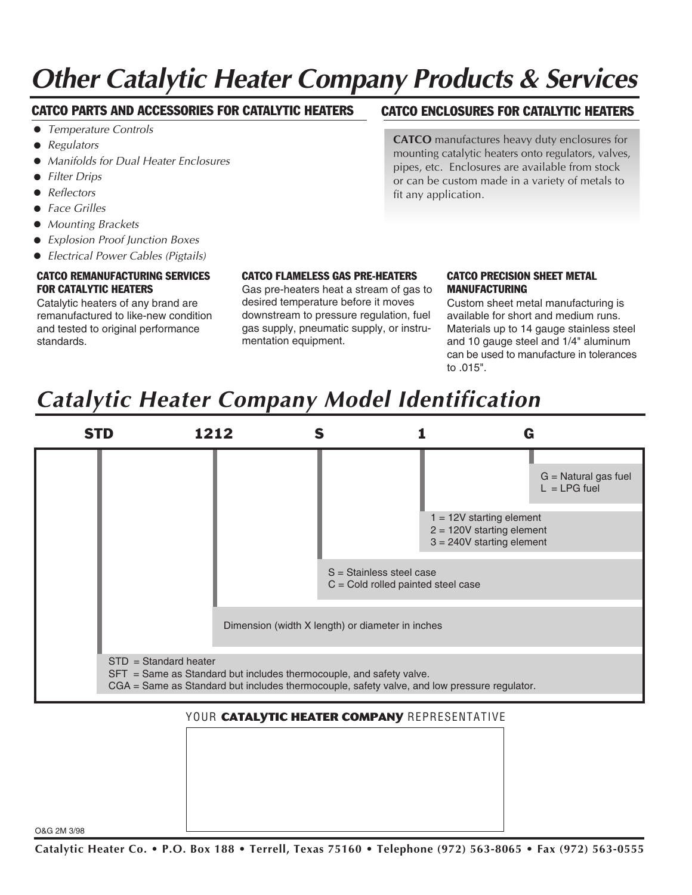# Other Catalytic Heater Company Products & Services

### CATCO PARTS AND ACCESSORIES FOR CATALYTIC HEATERS

- *Temperature Controls*
- *Regulators*
- *Manifolds for Dual Heater Enclosures*
- *Filter Drips*
- *Reflectors*
- *Face Grilles*
- *Mounting Brackets*
- *Explosion Proof Junction Boxes*
- *Electrical Power Cables (Pigtails)*

### CATCO ENCLOSURES FOR CATALYTIC HEATERS

**CATCO** manufactures heavy duty enclosures for mounting catalytic heaters onto regulators, valves, pipes, etc. Enclosures are available from stock or can be custom made in a variety of metals to fit any application.

### CATCO REMANUFACTURING SERVICES FOR CATALYTIC HEATERS

Catalytic heaters of any brand are remanufactured to like-new condition and tested to original performance standards.

### CATCO FLAMELESS GAS PRE-HEATERS

Gas pre-heaters heat a stream of gas to desired temperature before it moves downstream to pressure regulation, fuel gas supply, pneumatic supply, or instrumentation equipment.

### CATCO PRECISION SHEET METAL MANUFACTURING

Custom sheet metal manufacturing is available for short and medium runs. Materials up to 14 gauge stainless steel and 10 gauge steel and 1/4" aluminum can be used to manufacture in tolerances to .015".

# Catalytic Heater Company Model Identification

**STD 1212 S 1 G**

- **G**: G = Natural gas fuel; L = LPG fuel
- **1**: 1 = 12V starting element; 2 = 120V starting element; 3 = 240V starting element
- **S**: S = Stainless steel case; C = Cold rolled painted steel case
- **1212**: Dimension (width X length) or diameter in inches
- **STD**:
  - STD = Standard heater
  - SFT = Same as Standard but includes thermocouple, and safety valve.
  - CGA = Same as Standard but includes thermocouple, safety valve, and low pressure regulator.

YOUR **CATALYTIC HEATER COMPANY** REPRESENTATIVE

O&G 2M 3/98

**Catalytic Heater Co. • P.O. Box 188 • Terrell, Texas 75160 • Telephone (972) 563-8065 • Fax (972) 563-0555**